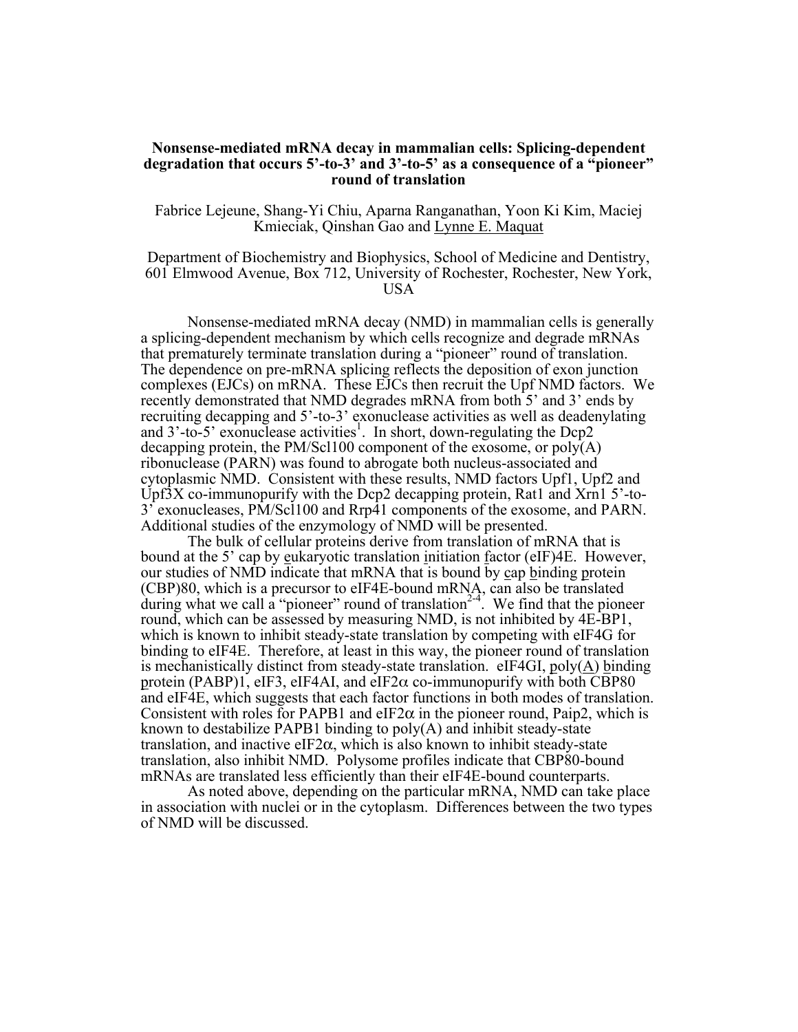**Nonsense-mediated mRNA decay in mammalian cells: Splicing-dependent degradation that occurs 5'-to-3' and 3'-to-5' as a consequence of a "pioneer" round of translation**

Fabrice Lejeune, Shang-Yi Chiu, Aparna Ranganathan, Yoon Ki Kim, Maciej Kmieciak, Qinshan Gao and Lynne E. Maquat

Department of Biochemistry and Biophysics, School of Medicine and Dentistry, 601 Elmwood Avenue, Box 712, University of Rochester, Rochester, New York, USA

Nonsense-mediated mRNA decay (NMD) in mammalian cells is generally a splicing-dependent mechanism by which cells recognize and degrade mRNAs that prematurely terminate translation during a "pioneer" round of translation. The dependence on pre-mRNA splicing reflects the deposition of exon junction complexes (EJCs) on mRNA. These EJCs then recruit the Upf NMD factors. We recently demonstrated that NMD degrades mRNA from both 5' and 3' ends by recruiting decapping and 5'-to-3' exonuclease activities as well as deadenylating and 3'-to-5' exonuclease activities[1]. In short, down-regulating the Dcp2 decapping protein, the PM/Scl100 component of the exosome, or poly(A) ribonuclease (PARN) was found to abrogate both nucleus-associated and cytoplasmic NMD. Consistent with these results, NMD factors Upf1, Upf2 and Upf3X co-immunopurify with the Dcp2 decapping protein, Rat1 and Xrn1 5'-to-3' exonucleases, PM/Scl100 and Rrp41 components of the exosome, and PARN. Additional studies of the enzymology of NMD will be presented.

The bulk of cellular proteins derive from translation of mRNA that is bound at the 5' cap by eukaryotic translation initiation factor (eIF)4E. However, our studies of NMD indicate that mRNA that is bound by cap binding protein (CBP)80, which is a precursor to eIF4E-bound mRNA, can also be translated during what we call a "pioneer" round of translation[2-4]. We find that the pioneer round, which can be assessed by measuring NMD, is not inhibited by 4E-BP1, which is known to inhibit steady-state translation by competing with eIF4G for binding to eIF4E. Therefore, at least in this way, the pioneer round of translation is mechanistically distinct from steady-state translation. eIF4GI, poly(A) binding protein (PABP)1, eIF3, eIF4AI, and eIF2$\alpha$ co-immunopurify with both CBP80 and eIF4E, which suggests that each factor functions in both modes of translation. Consistent with roles for PAPB1 and eIF2$\alpha$ in the pioneer round, Paip2, which is known to destabilize PAPB1 binding to poly(A) and inhibit steady-state translation, and inactive eIF2$\alpha$, which is also known to inhibit steady-state translation, also inhibit NMD. Polysome profiles indicate that CBP80-bound mRNAs are translated less efficiently than their eIF4E-bound counterparts.

As noted above, depending on the particular mRNA, NMD can take place in association with nuclei or in the cytoplasm. Differences between the two types of NMD will be discussed.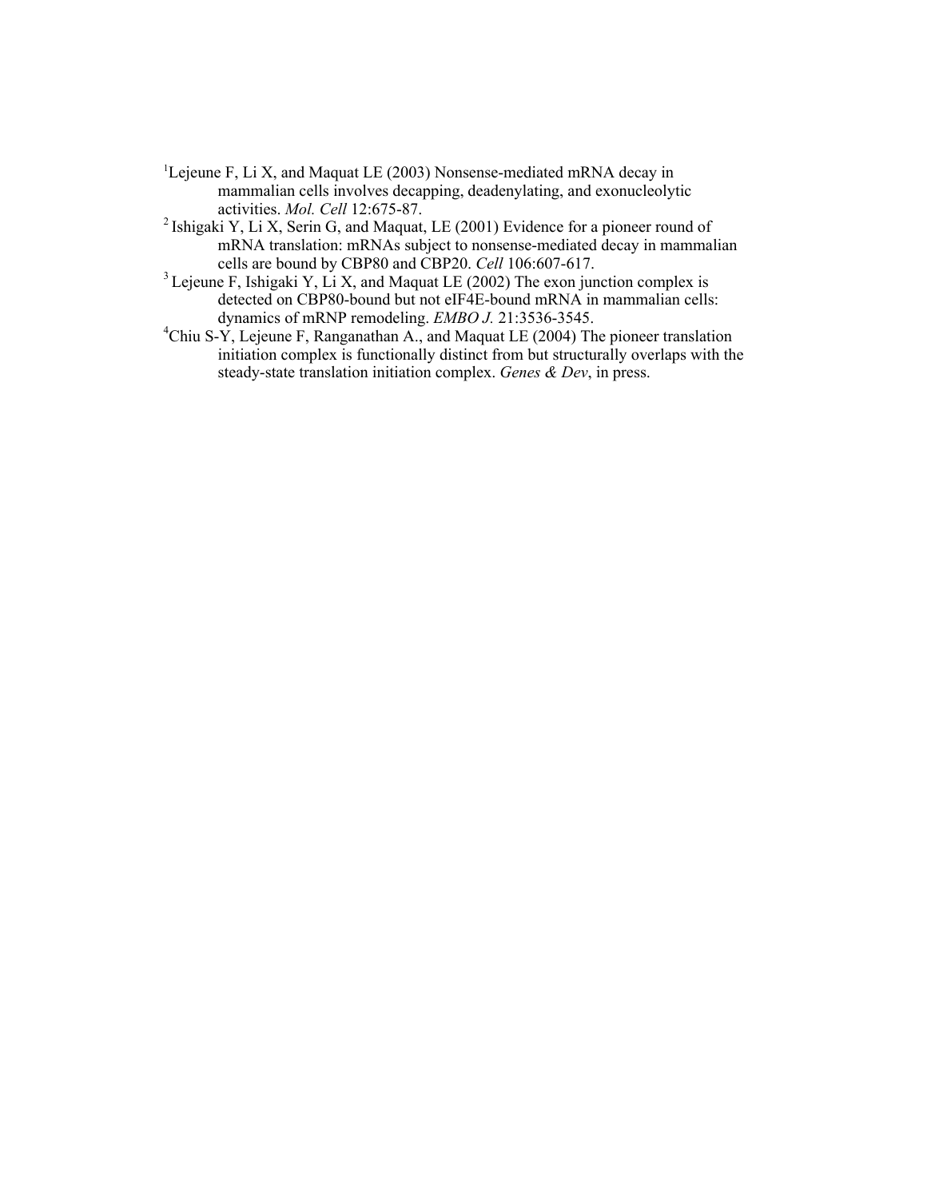[1]Lejeune F, Li X, and Maquat LE (2003) Nonsense-mediated mRNA decay in mammalian cells involves decapping, deadenylating, and exonucleolytic activities. *Mol. Cell* 12:675-87.

[2] Ishigaki Y, Li X, Serin G, and Maquat, LE (2001) Evidence for a pioneer round of mRNA translation: mRNAs subject to nonsense-mediated decay in mammalian cells are bound by CBP80 and CBP20. *Cell* 106:607-617.

[3] Lejeune F, Ishigaki Y, Li X, and Maquat LE (2002) The exon junction complex is detected on CBP80-bound but not eIF4E-bound mRNA in mammalian cells: dynamics of mRNP remodeling. *EMBO J.* 21:3536-3545.

[4]Chiu S-Y, Lejeune F, Ranganathan A., and Maquat LE (2004) The pioneer translation initiation complex is functionally distinct from but structurally overlaps with the steady-state translation initiation complex. *Genes & Dev*, in press.